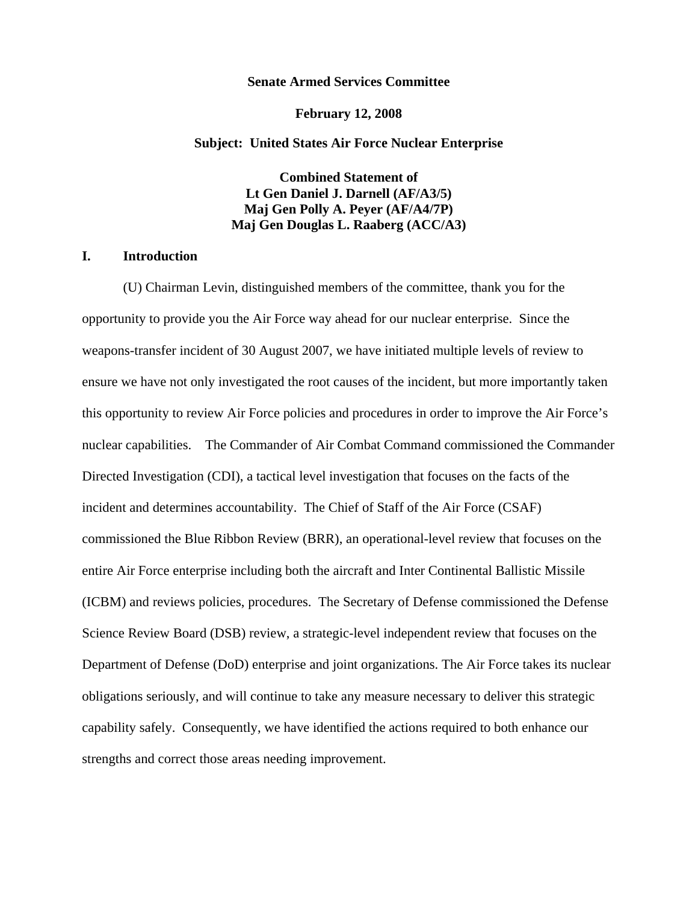**Senate Armed Services Committee**

**February 12, 2008**

**Subject: United States Air Force Nuclear Enterprise**

**Combined Statement of**
**Lt Gen Daniel J. Darnell (AF/A3/5)**
**Maj Gen Polly A. Peyer (AF/A4/7P)**
**Maj Gen Douglas L. Raaberg (ACC/A3)**

## I. Introduction

(U) Chairman Levin, distinguished members of the committee, thank you for the opportunity to provide you the Air Force way ahead for our nuclear enterprise. Since the weapons-transfer incident of 30 August 2007, we have initiated multiple levels of review to ensure we have not only investigated the root causes of the incident, but more importantly taken this opportunity to review Air Force policies and procedures in order to improve the Air Force's nuclear capabilities. The Commander of Air Combat Command commissioned the Commander Directed Investigation (CDI), a tactical level investigation that focuses on the facts of the incident and determines accountability. The Chief of Staff of the Air Force (CSAF) commissioned the Blue Ribbon Review (BRR), an operational-level review that focuses on the entire Air Force enterprise including both the aircraft and Inter Continental Ballistic Missile (ICBM) and reviews policies, procedures. The Secretary of Defense commissioned the Defense Science Review Board (DSB) review, a strategic-level independent review that focuses on the Department of Defense (DoD) enterprise and joint organizations. The Air Force takes its nuclear obligations seriously, and will continue to take any measure necessary to deliver this strategic capability safely. Consequently, we have identified the actions required to both enhance our strengths and correct those areas needing improvement.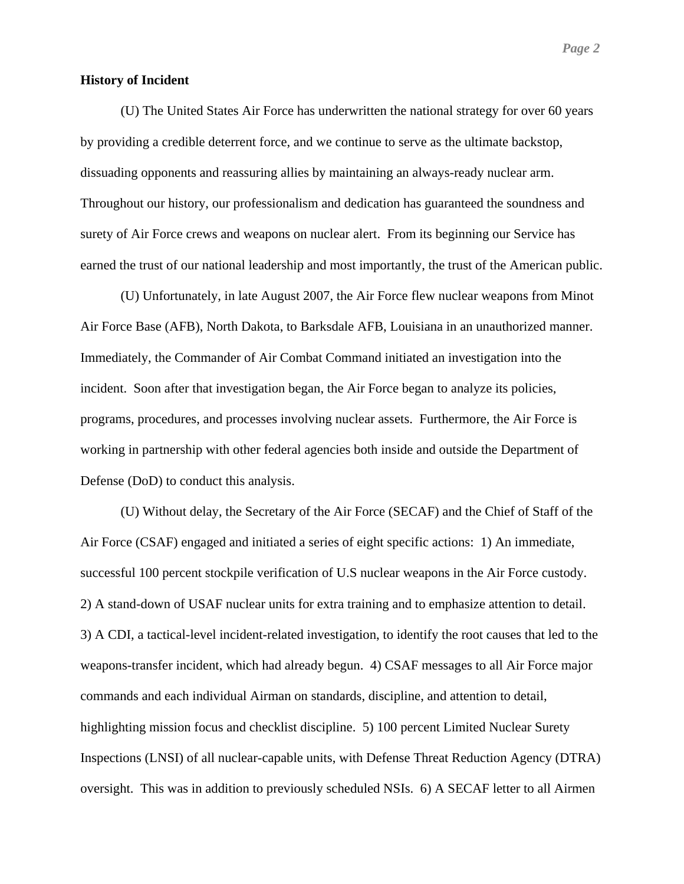**History of Incident**

(U) The United States Air Force has underwritten the national strategy for over 60 years by providing a credible deterrent force, and we continue to serve as the ultimate backstop, dissuading opponents and reassuring allies by maintaining an always-ready nuclear arm. Throughout our history, our professionalism and dedication has guaranteed the soundness and surety of Air Force crews and weapons on nuclear alert. From its beginning our Service has earned the trust of our national leadership and most importantly, the trust of the American public.

(U) Unfortunately, in late August 2007, the Air Force flew nuclear weapons from Minot Air Force Base (AFB), North Dakota, to Barksdale AFB, Louisiana in an unauthorized manner. Immediately, the Commander of Air Combat Command initiated an investigation into the incident. Soon after that investigation began, the Air Force began to analyze its policies, programs, procedures, and processes involving nuclear assets. Furthermore, the Air Force is working in partnership with other federal agencies both inside and outside the Department of Defense (DoD) to conduct this analysis.

(U) Without delay, the Secretary of the Air Force (SECAF) and the Chief of Staff of the Air Force (CSAF) engaged and initiated a series of eight specific actions: 1) An immediate, successful 100 percent stockpile verification of U.S nuclear weapons in the Air Force custody. 2) A stand-down of USAF nuclear units for extra training and to emphasize attention to detail. 3) A CDI, a tactical-level incident-related investigation, to identify the root causes that led to the weapons-transfer incident, which had already begun. 4) CSAF messages to all Air Force major commands and each individual Airman on standards, discipline, and attention to detail, highlighting mission focus and checklist discipline. 5) 100 percent Limited Nuclear Surety Inspections (LNSI) of all nuclear-capable units, with Defense Threat Reduction Agency (DTRA) oversight. This was in addition to previously scheduled NSIs. 6) A SECAF letter to all Airmen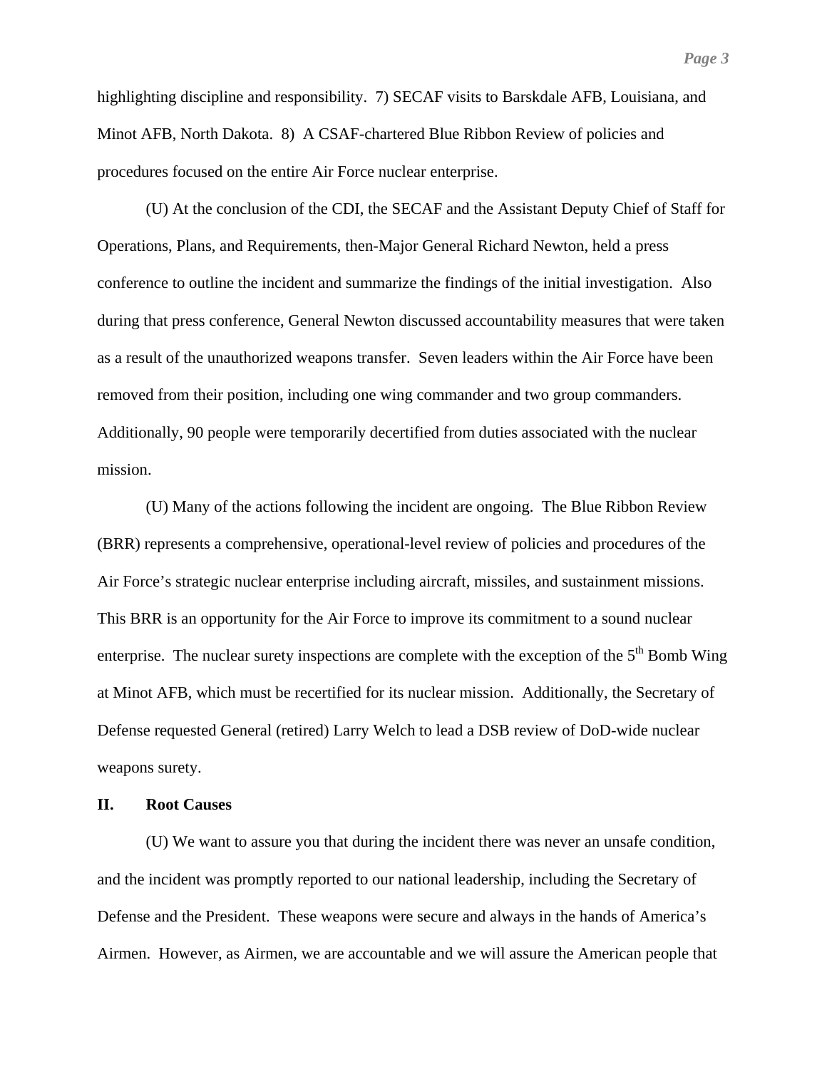highlighting discipline and responsibility. 7) SECAF visits to Barskdale AFB, Louisiana, and Minot AFB, North Dakota. 8) A CSAF-chartered Blue Ribbon Review of policies and procedures focused on the entire Air Force nuclear enterprise.

(U) At the conclusion of the CDI, the SECAF and the Assistant Deputy Chief of Staff for Operations, Plans, and Requirements, then-Major General Richard Newton, held a press conference to outline the incident and summarize the findings of the initial investigation. Also during that press conference, General Newton discussed accountability measures that were taken as a result of the unauthorized weapons transfer. Seven leaders within the Air Force have been removed from their position, including one wing commander and two group commanders. Additionally, 90 people were temporarily decertified from duties associated with the nuclear mission.

(U) Many of the actions following the incident are ongoing. The Blue Ribbon Review (BRR) represents a comprehensive, operational-level review of policies and procedures of the Air Force's strategic nuclear enterprise including aircraft, missiles, and sustainment missions. This BRR is an opportunity for the Air Force to improve its commitment to a sound nuclear enterprise. The nuclear surety inspections are complete with the exception of the 5th Bomb Wing at Minot AFB, which must be recertified for its nuclear mission. Additionally, the Secretary of Defense requested General (retired) Larry Welch to lead a DSB review of DoD-wide nuclear weapons surety.

## II. Root Causes

(U) We want to assure you that during the incident there was never an unsafe condition, and the incident was promptly reported to our national leadership, including the Secretary of Defense and the President. These weapons were secure and always in the hands of America's Airmen. However, as Airmen, we are accountable and we will assure the American people that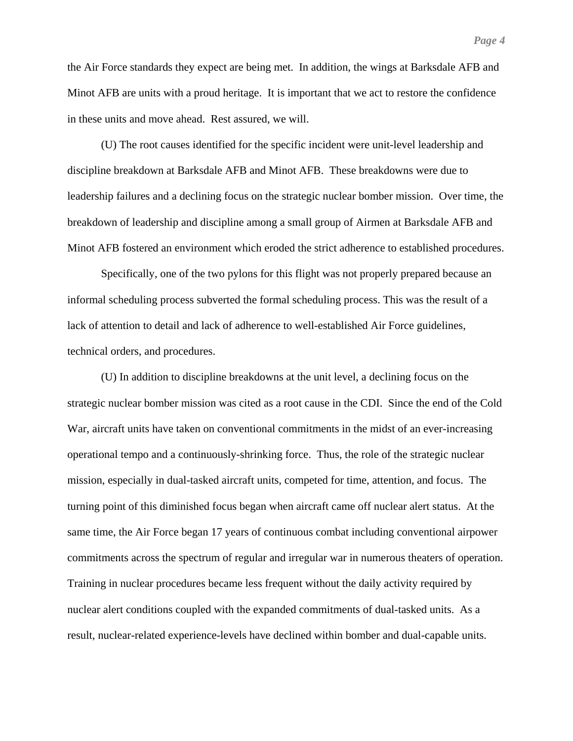the Air Force standards they expect are being met.  In addition, the wings at Barksdale AFB and Minot AFB are units with a proud heritage.  It is important that we act to restore the confidence in these units and move ahead.  Rest assured, we will.

(U) The root causes identified for the specific incident were unit-level leadership and discipline breakdown at Barksdale AFB and Minot AFB.  These breakdowns were due to leadership failures and a declining focus on the strategic nuclear bomber mission.  Over time, the breakdown of leadership and discipline among a small group of Airmen at Barksdale AFB and Minot AFB fostered an environment which eroded the strict adherence to established procedures.

Specifically, one of the two pylons for this flight was not properly prepared because an informal scheduling process subverted the formal scheduling process. This was the result of a lack of attention to detail and lack of adherence to well-established Air Force guidelines, technical orders, and procedures.

(U) In addition to discipline breakdowns at the unit level, a declining focus on the strategic nuclear bomber mission was cited as a root cause in the CDI.  Since the end of the Cold War, aircraft units have taken on conventional commitments in the midst of an ever-increasing operational tempo and a continuously-shrinking force.  Thus, the role of the strategic nuclear mission, especially in dual-tasked aircraft units, competed for time, attention, and focus.  The turning point of this diminished focus began when aircraft came off nuclear alert status.  At the same time, the Air Force began 17 years of continuous combat including conventional airpower commitments across the spectrum of regular and irregular war in numerous theaters of operation.  Training in nuclear procedures became less frequent without the daily activity required by nuclear alert conditions coupled with the expanded commitments of dual-tasked units.  As a result, nuclear-related experience-levels have declined within bomber and dual-capable units.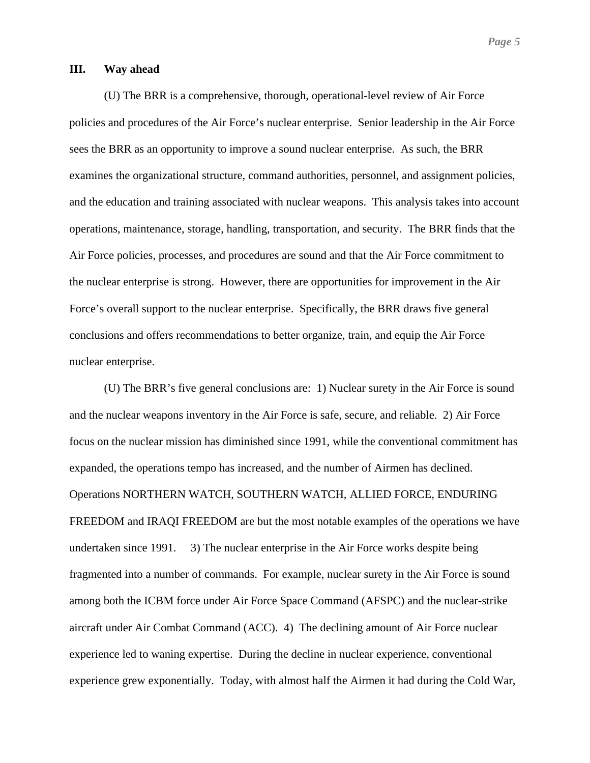## III. Way ahead

(U) The BRR is a comprehensive, thorough, operational-level review of Air Force policies and procedures of the Air Force's nuclear enterprise. Senior leadership in the Air Force sees the BRR as an opportunity to improve a sound nuclear enterprise. As such, the BRR examines the organizational structure, command authorities, personnel, and assignment policies, and the education and training associated with nuclear weapons. This analysis takes into account operations, maintenance, storage, handling, transportation, and security. The BRR finds that the Air Force policies, processes, and procedures are sound and that the Air Force commitment to the nuclear enterprise is strong. However, there are opportunities for improvement in the Air Force's overall support to the nuclear enterprise. Specifically, the BRR draws five general conclusions and offers recommendations to better organize, train, and equip the Air Force nuclear enterprise.

(U) The BRR's five general conclusions are: 1) Nuclear surety in the Air Force is sound and the nuclear weapons inventory in the Air Force is safe, secure, and reliable. 2) Air Force focus on the nuclear mission has diminished since 1991, while the conventional commitment has expanded, the operations tempo has increased, and the number of Airmen has declined. Operations NORTHERN WATCH, SOUTHERN WATCH, ALLIED FORCE, ENDURING FREEDOM and IRAQI FREEDOM are but the most notable examples of the operations we have undertaken since 1991. 3) The nuclear enterprise in the Air Force works despite being fragmented into a number of commands. For example, nuclear surety in the Air Force is sound among both the ICBM force under Air Force Space Command (AFSPC) and the nuclear-strike aircraft under Air Combat Command (ACC). 4) The declining amount of Air Force nuclear experience led to waning expertise. During the decline in nuclear experience, conventional experience grew exponentially. Today, with almost half the Airmen it had during the Cold War,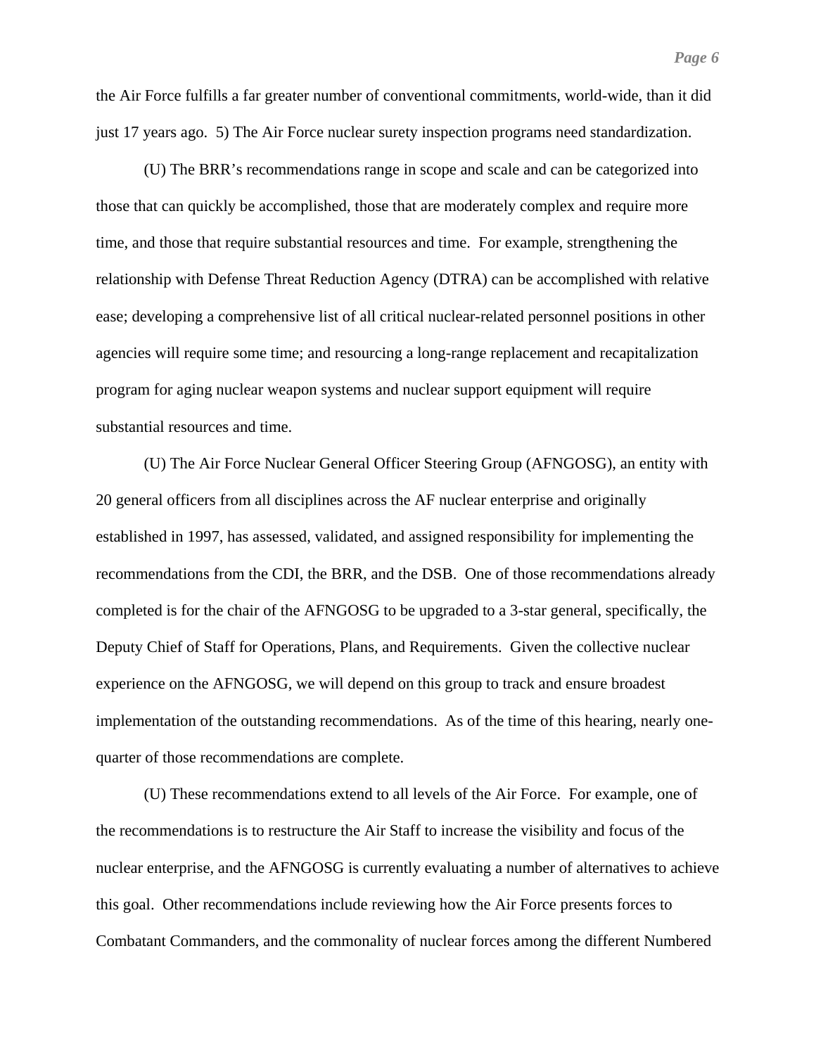the Air Force fulfills a far greater number of conventional commitments, world-wide, than it did just 17 years ago. 5) The Air Force nuclear surety inspection programs need standardization.

(U) The BRR's recommendations range in scope and scale and can be categorized into those that can quickly be accomplished, those that are moderately complex and require more time, and those that require substantial resources and time. For example, strengthening the relationship with Defense Threat Reduction Agency (DTRA) can be accomplished with relative ease; developing a comprehensive list of all critical nuclear-related personnel positions in other agencies will require some time; and resourcing a long-range replacement and recapitalization program for aging nuclear weapon systems and nuclear support equipment will require substantial resources and time.

(U) The Air Force Nuclear General Officer Steering Group (AFNGOSG), an entity with 20 general officers from all disciplines across the AF nuclear enterprise and originally established in 1997, has assessed, validated, and assigned responsibility for implementing the recommendations from the CDI, the BRR, and the DSB. One of those recommendations already completed is for the chair of the AFNGOSG to be upgraded to a 3-star general, specifically, the Deputy Chief of Staff for Operations, Plans, and Requirements. Given the collective nuclear experience on the AFNGOSG, we will depend on this group to track and ensure broadest implementation of the outstanding recommendations. As of the time of this hearing, nearly one-quarter of those recommendations are complete.

(U) These recommendations extend to all levels of the Air Force. For example, one of the recommendations is to restructure the Air Staff to increase the visibility and focus of the nuclear enterprise, and the AFNGOSG is currently evaluating a number of alternatives to achieve this goal. Other recommendations include reviewing how the Air Force presents forces to Combatant Commanders, and the commonality of nuclear forces among the different Numbered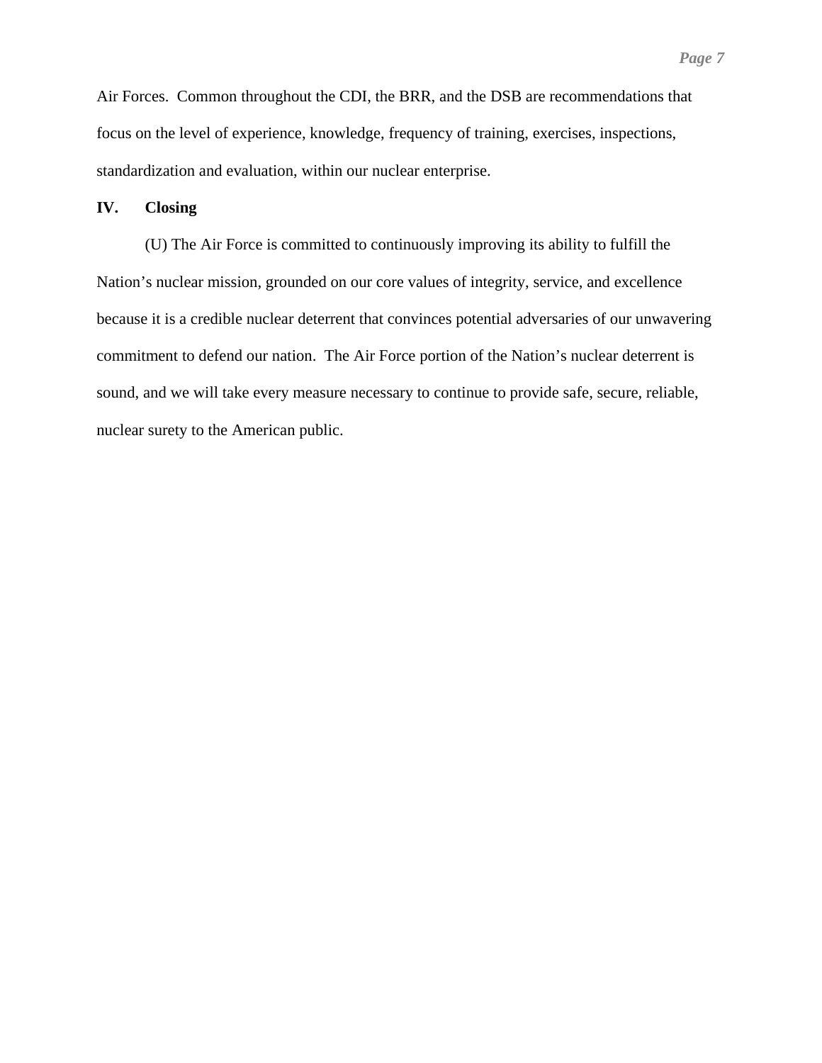Air Forces. Common throughout the CDI, the BRR, and the DSB are recommendations that focus on the level of experience, knowledge, frequency of training, exercises, inspections, standardization and evaluation, within our nuclear enterprise.

## IV. Closing

(U) The Air Force is committed to continuously improving its ability to fulfill the Nation's nuclear mission, grounded on our core values of integrity, service, and excellence because it is a credible nuclear deterrent that convinces potential adversaries of our unwavering commitment to defend our nation. The Air Force portion of the Nation's nuclear deterrent is sound, and we will take every measure necessary to continue to provide safe, secure, reliable, nuclear surety to the American public.